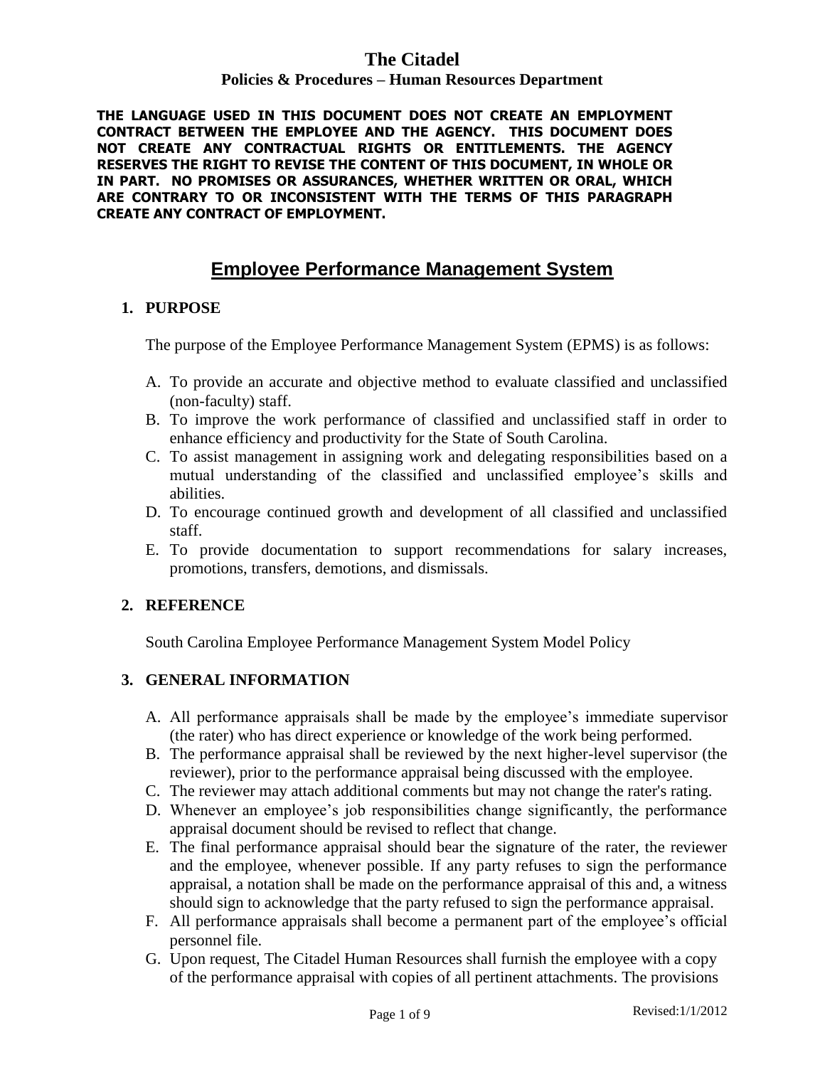# The Citadel

## Policies & Procedures – Human Resources Department

**THE LANGUAGE USED IN THIS DOCUMENT DOES NOT CREATE AN EMPLOYMENT CONTRACT BETWEEN THE EMPLOYEE AND THE AGENCY. THIS DOCUMENT DOES NOT CREATE ANY CONTRACTUAL RIGHTS OR ENTITLEMENTS. THE AGENCY RESERVES THE RIGHT TO REVISE THE CONTENT OF THIS DOCUMENT, IN WHOLE OR IN PART. NO PROMISES OR ASSURANCES, WHETHER WRITTEN OR ORAL, WHICH ARE CONTRARY TO OR INCONSISTENT WITH THE TERMS OF THIS PARAGRAPH CREATE ANY CONTRACT OF EMPLOYMENT.**

# Employee Performance Management System

### 1. PURPOSE

The purpose of the Employee Performance Management System (EPMS) is as follows:

A. To provide an accurate and objective method to evaluate classified and unclassified (non-faculty) staff.
B. To improve the work performance of classified and unclassified staff in order to enhance efficiency and productivity for the State of South Carolina.
C. To assist management in assigning work and delegating responsibilities based on a mutual understanding of the classified and unclassified employee's skills and abilities.
D. To encourage continued growth and development of all classified and unclassified staff.
E. To provide documentation to support recommendations for salary increases, promotions, transfers, demotions, and dismissals.

### 2. REFERENCE

South Carolina Employee Performance Management System Model Policy

### 3. GENERAL INFORMATION

A. All performance appraisals shall be made by the employee's immediate supervisor (the rater) who has direct experience or knowledge of the work being performed.
B. The performance appraisal shall be reviewed by the next higher-level supervisor (the reviewer), prior to the performance appraisal being discussed with the employee.
C. The reviewer may attach additional comments but may not change the rater's rating.
D. Whenever an employee's job responsibilities change significantly, the performance appraisal document should be revised to reflect that change.
E. The final performance appraisal should bear the signature of the rater, the reviewer and the employee, whenever possible. If any party refuses to sign the performance appraisal, a notation shall be made on the performance appraisal of this and, a witness should sign to acknowledge that the party refused to sign the performance appraisal.
F. All performance appraisals shall become a permanent part of the employee's official personnel file.
G. Upon request, The Citadel Human Resources shall furnish the employee with a copy of the performance appraisal with copies of all pertinent attachments. The provisions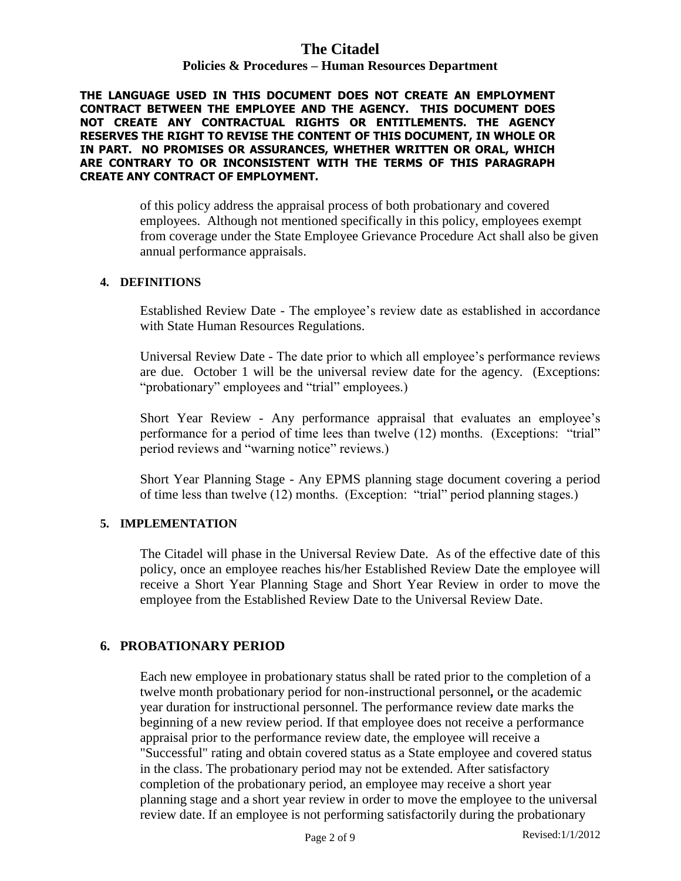of this policy address the appraisal process of both probationary and covered employees. Although not mentioned specifically in this policy, employees exempt from coverage under the State Employee Grievance Procedure Act shall also be given annual performance appraisals.

**4. DEFINITIONS**

Established Review Date - The employee's review date as established in accordance with State Human Resources Regulations.

Universal Review Date - The date prior to which all employee's performance reviews are due. October 1 will be the universal review date for the agency. (Exceptions: "probationary" employees and "trial" employees.)

Short Year Review - Any performance appraisal that evaluates an employee's performance for a period of time lees than twelve (12) months. (Exceptions: "trial" period reviews and "warning notice" reviews.)

Short Year Planning Stage - Any EPMS planning stage document covering a period of time less than twelve (12) months. (Exception: "trial" period planning stages.)

**5. IMPLEMENTATION**

The Citadel will phase in the Universal Review Date. As of the effective date of this policy, once an employee reaches his/her Established Review Date the employee will receive a Short Year Planning Stage and Short Year Review in order to move the employee from the Established Review Date to the Universal Review Date.

## 6. PROBATIONARY PERIOD

Each new employee in probationary status shall be rated prior to the completion of a twelve month probationary period for non-instructional personnel**,** or the academic year duration for instructional personnel. The performance review date marks the beginning of a new review period. If that employee does not receive a performance appraisal prior to the performance review date, the employee will receive a "Successful" rating and obtain covered status as a State employee and covered status in the class. The probationary period may not be extended. After satisfactory completion of the probationary period, an employee may receive a short year planning stage and a short year review in order to move the employee to the universal review date. If an employee is not performing satisfactorily during the probationary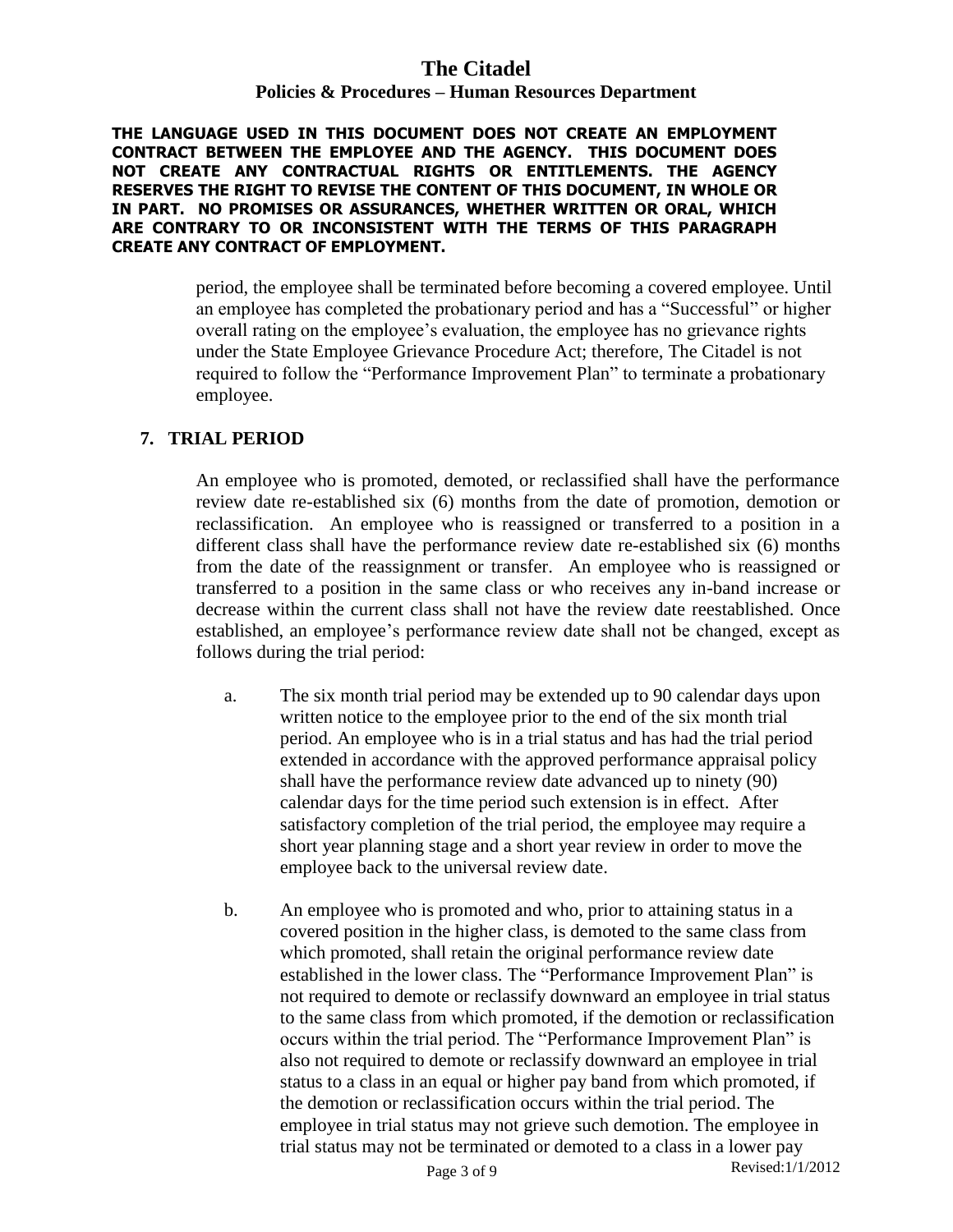**THE LANGUAGE USED IN THIS DOCUMENT DOES NOT CREATE AN EMPLOYMENT CONTRACT BETWEEN THE EMPLOYEE AND THE AGENCY. THIS DOCUMENT DOES NOT CREATE ANY CONTRACTUAL RIGHTS OR ENTITLEMENTS. THE AGENCY RESERVES THE RIGHT TO REVISE THE CONTENT OF THIS DOCUMENT, IN WHOLE OR IN PART. NO PROMISES OR ASSURANCES, WHETHER WRITTEN OR ORAL, WHICH ARE CONTRARY TO OR INCONSISTENT WITH THE TERMS OF THIS PARAGRAPH CREATE ANY CONTRACT OF EMPLOYMENT.**

period, the employee shall be terminated before becoming a covered employee. Until an employee has completed the probationary period and has a "Successful" or higher overall rating on the employee's evaluation, the employee has no grievance rights under the State Employee Grievance Procedure Act; therefore, The Citadel is not required to follow the "Performance Improvement Plan" to terminate a probationary employee.

## 7. TRIAL PERIOD

An employee who is promoted, demoted, or reclassified shall have the performance review date re-established six (6) months from the date of promotion, demotion or reclassification. An employee who is reassigned or transferred to a position in a different class shall have the performance review date re-established six (6) months from the date of the reassignment or transfer. An employee who is reassigned or transferred to a position in the same class or who receives any in-band increase or decrease within the current class shall not have the review date reestablished. Once established, an employee's performance review date shall not be changed, except as follows during the trial period:

a. The six month trial period may be extended up to 90 calendar days upon written notice to the employee prior to the end of the six month trial period. An employee who is in a trial status and has had the trial period extended in accordance with the approved performance appraisal policy shall have the performance review date advanced up to ninety (90) calendar days for the time period such extension is in effect. After satisfactory completion of the trial period, the employee may require a short year planning stage and a short year review in order to move the employee back to the universal review date.

b. An employee who is promoted and who, prior to attaining status in a covered position in the higher class, is demoted to the same class from which promoted, shall retain the original performance review date established in the lower class. The "Performance Improvement Plan" is not required to demote or reclassify downward an employee in trial status to the same class from which promoted, if the demotion or reclassification occurs within the trial period. The "Performance Improvement Plan" is also not required to demote or reclassify downward an employee in trial status to a class in an equal or higher pay band from which promoted, if the demotion or reclassification occurs within the trial period. The employee in trial status may not grieve such demotion. The employee in trial status may not be terminated or demoted to a class in a lower pay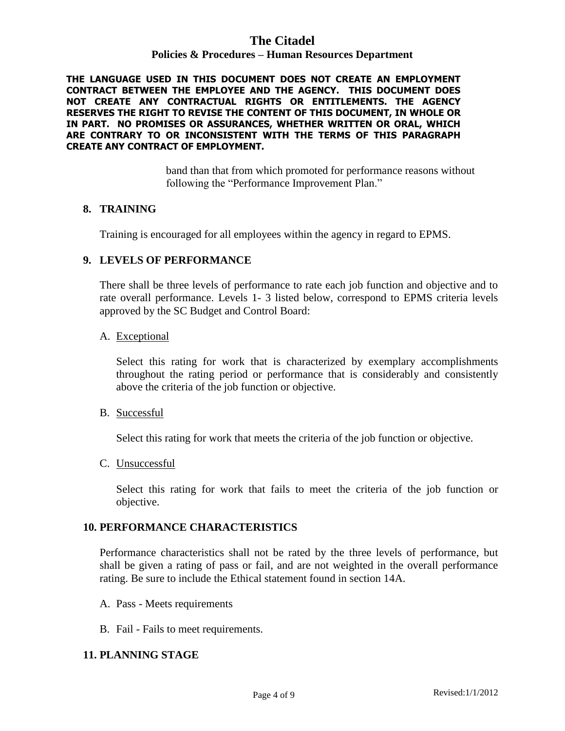band than that from which promoted for performance reasons without following the "Performance Improvement Plan."

## 8. TRAINING

Training is encouraged for all employees within the agency in regard to EPMS.

## 9. LEVELS OF PERFORMANCE

There shall be three levels of performance to rate each job function and objective and to rate overall performance. Levels 1- 3 listed below, correspond to EPMS criteria levels approved by the SC Budget and Control Board:

A. Exceptional

Select this rating for work that is characterized by exemplary accomplishments throughout the rating period or performance that is considerably and consistently above the criteria of the job function or objective.

B. Successful

Select this rating for work that meets the criteria of the job function or objective.

C. Unsuccessful

Select this rating for work that fails to meet the criteria of the job function or objective.

## 10. PERFORMANCE CHARACTERISTICS

Performance characteristics shall not be rated by the three levels of performance, but shall be given a rating of pass or fail, and are not weighted in the overall performance rating. Be sure to include the Ethical statement found in section 14A.

A. Pass - Meets requirements

B. Fail - Fails to meet requirements.

## 11. PLANNING STAGE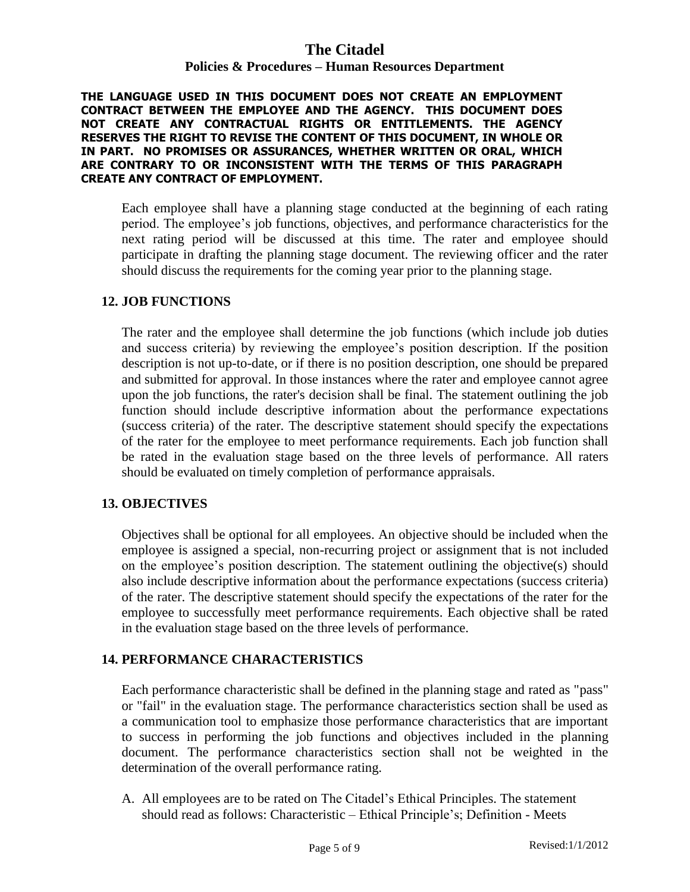**THE LANGUAGE USED IN THIS DOCUMENT DOES NOT CREATE AN EMPLOYMENT CONTRACT BETWEEN THE EMPLOYEE AND THE AGENCY. THIS DOCUMENT DOES NOT CREATE ANY CONTRACTUAL RIGHTS OR ENTITLEMENTS. THE AGENCY RESERVES THE RIGHT TO REVISE THE CONTENT OF THIS DOCUMENT, IN WHOLE OR IN PART. NO PROMISES OR ASSURANCES, WHETHER WRITTEN OR ORAL, WHICH ARE CONTRARY TO OR INCONSISTENT WITH THE TERMS OF THIS PARAGRAPH CREATE ANY CONTRACT OF EMPLOYMENT.**

Each employee shall have a planning stage conducted at the beginning of each rating period. The employee's job functions, objectives, and performance characteristics for the next rating period will be discussed at this time. The rater and employee should participate in drafting the planning stage document. The reviewing officer and the rater should discuss the requirements for the coming year prior to the planning stage.

## 12. JOB FUNCTIONS

The rater and the employee shall determine the job functions (which include job duties and success criteria) by reviewing the employee's position description. If the position description is not up-to-date, or if there is no position description, one should be prepared and submitted for approval. In those instances where the rater and employee cannot agree upon the job functions, the rater's decision shall be final. The statement outlining the job function should include descriptive information about the performance expectations (success criteria) of the rater. The descriptive statement should specify the expectations of the rater for the employee to meet performance requirements. Each job function shall be rated in the evaluation stage based on the three levels of performance. All raters should be evaluated on timely completion of performance appraisals.

## 13. OBJECTIVES

Objectives shall be optional for all employees. An objective should be included when the employee is assigned a special, non-recurring project or assignment that is not included on the employee's position description. The statement outlining the objective(s) should also include descriptive information about the performance expectations (success criteria) of the rater. The descriptive statement should specify the expectations of the rater for the employee to successfully meet performance requirements. Each objective shall be rated in the evaluation stage based on the three levels of performance.

## 14. PERFORMANCE CHARACTERISTICS

Each performance characteristic shall be defined in the planning stage and rated as "pass" or "fail" in the evaluation stage. The performance characteristics section shall be used as a communication tool to emphasize those performance characteristics that are important to success in performing the job functions and objectives included in the planning document. The performance characteristics section shall not be weighted in the determination of the overall performance rating.

A. All employees are to be rated on The Citadel's Ethical Principles. The statement should read as follows: Characteristic – Ethical Principle's; Definition - Meets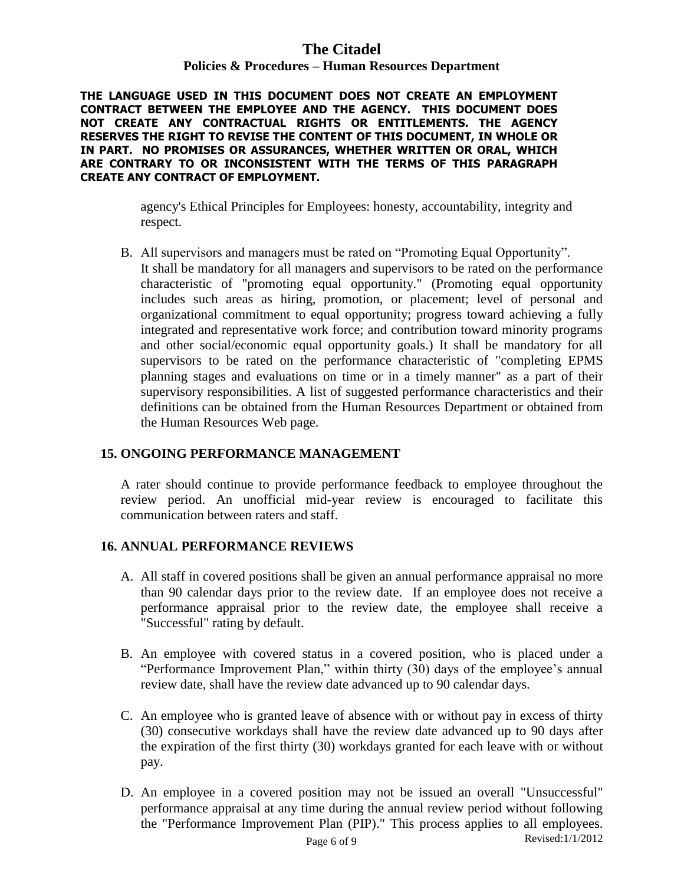agency's Ethical Principles for Employees: honesty, accountability, integrity and respect.

B. All supervisors and managers must be rated on "Promoting Equal Opportunity". It shall be mandatory for all managers and supervisors to be rated on the performance characteristic of "promoting equal opportunity." (Promoting equal opportunity includes such areas as hiring, promotion, or placement; level of personal and organizational commitment to equal opportunity; progress toward achieving a fully integrated and representative work force; and contribution toward minority programs and other social/economic equal opportunity goals.) It shall be mandatory for all supervisors to be rated on the performance characteristic of "completing EPMS planning stages and evaluations on time or in a timely manner" as a part of their supervisory responsibilities. A list of suggested performance characteristics and their definitions can be obtained from the Human Resources Department or obtained from the Human Resources Web page.

## 15. ONGOING PERFORMANCE MANAGEMENT

A rater should continue to provide performance feedback to employee throughout the review period. An unofficial mid-year review is encouraged to facilitate this communication between raters and staff.

## 16. ANNUAL PERFORMANCE REVIEWS

A. All staff in covered positions shall be given an annual performance appraisal no more than 90 calendar days prior to the review date. If an employee does not receive a performance appraisal prior to the review date, the employee shall receive a "Successful" rating by default.

B. An employee with covered status in a covered position, who is placed under a "Performance Improvement Plan," within thirty (30) days of the employee's annual review date, shall have the review date advanced up to 90 calendar days.

C. An employee who is granted leave of absence with or without pay in excess of thirty (30) consecutive workdays shall have the review date advanced up to 90 days after the expiration of the first thirty (30) workdays granted for each leave with or without pay.

D. An employee in a covered position may not be issued an overall "Unsuccessful" performance appraisal at any time during the annual review period without following the "Performance Improvement Plan (PIP)." This process applies to all employees.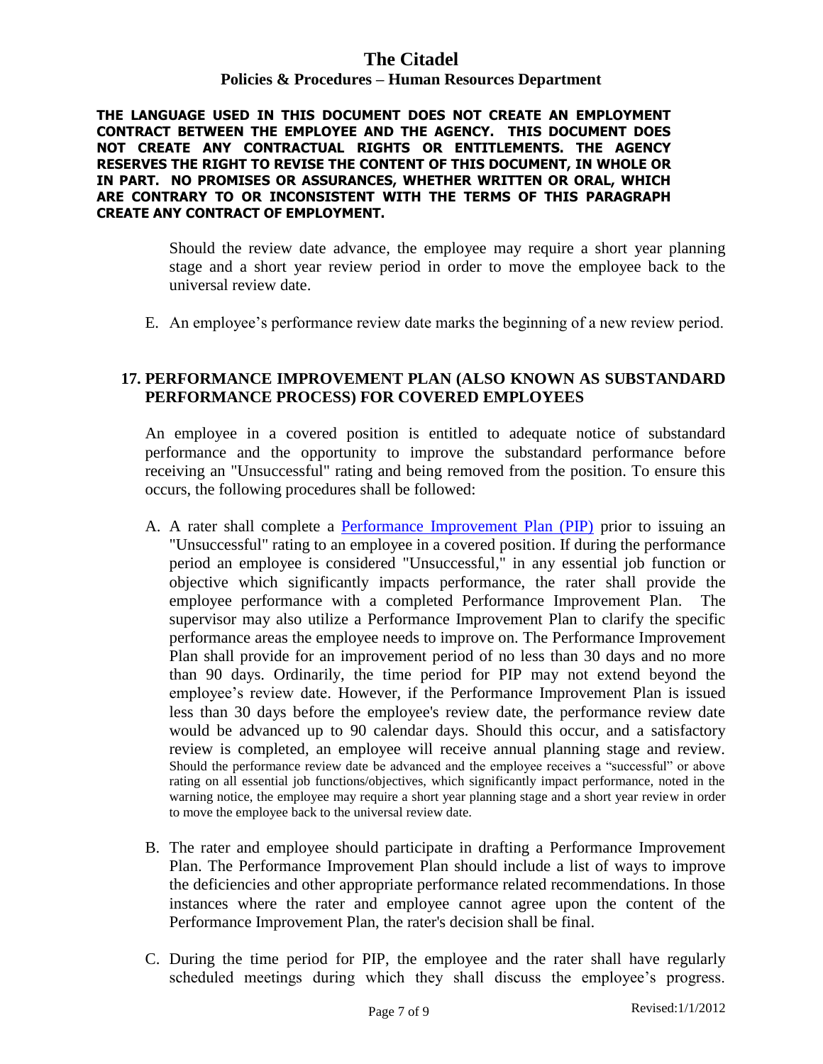**THE LANGUAGE USED IN THIS DOCUMENT DOES NOT CREATE AN EMPLOYMENT CONTRACT BETWEEN THE EMPLOYEE AND THE AGENCY. THIS DOCUMENT DOES NOT CREATE ANY CONTRACTUAL RIGHTS OR ENTITLEMENTS. THE AGENCY RESERVES THE RIGHT TO REVISE THE CONTENT OF THIS DOCUMENT, IN WHOLE OR IN PART. NO PROMISES OR ASSURANCES, WHETHER WRITTEN OR ORAL, WHICH ARE CONTRARY TO OR INCONSISTENT WITH THE TERMS OF THIS PARAGRAPH CREATE ANY CONTRACT OF EMPLOYMENT.**

Should the review date advance, the employee may require a short year planning stage and a short year review period in order to move the employee back to the universal review date.

E. An employee's performance review date marks the beginning of a new review period.

## 17. PERFORMANCE IMPROVEMENT PLAN (ALSO KNOWN AS SUBSTANDARD PERFORMANCE PROCESS) FOR COVERED EMPLOYEES

An employee in a covered position is entitled to adequate notice of substandard performance and the opportunity to improve the substandard performance before receiving an "Unsuccessful" rating and being removed from the position. To ensure this occurs, the following procedures shall be followed:

A. A rater shall complete a Performance Improvement Plan (PIP) prior to issuing an "Unsuccessful" rating to an employee in a covered position. If during the performance period an employee is considered "Unsuccessful," in any essential job function or objective which significantly impacts performance, the rater shall provide the employee performance with a completed Performance Improvement Plan. The supervisor may also utilize a Performance Improvement Plan to clarify the specific performance areas the employee needs to improve on. The Performance Improvement Plan shall provide for an improvement period of no less than 30 days and no more than 90 days. Ordinarily, the time period for PIP may not extend beyond the employee's review date. However, if the Performance Improvement Plan is issued less than 30 days before the employee's review date, the performance review date would be advanced up to 90 calendar days. Should this occur, and a satisfactory review is completed, an employee will receive annual planning stage and review. Should the performance review date be advanced and the employee receives a "successful" or above rating on all essential job functions/objectives, which significantly impact performance, noted in the warning notice, the employee may require a short year planning stage and a short year review in order to move the employee back to the universal review date.

B. The rater and employee should participate in drafting a Performance Improvement Plan. The Performance Improvement Plan should include a list of ways to improve the deficiencies and other appropriate performance related recommendations. In those instances where the rater and employee cannot agree upon the content of the Performance Improvement Plan, the rater's decision shall be final.

C. During the time period for PIP, the employee and the rater shall have regularly scheduled meetings during which they shall discuss the employee's progress.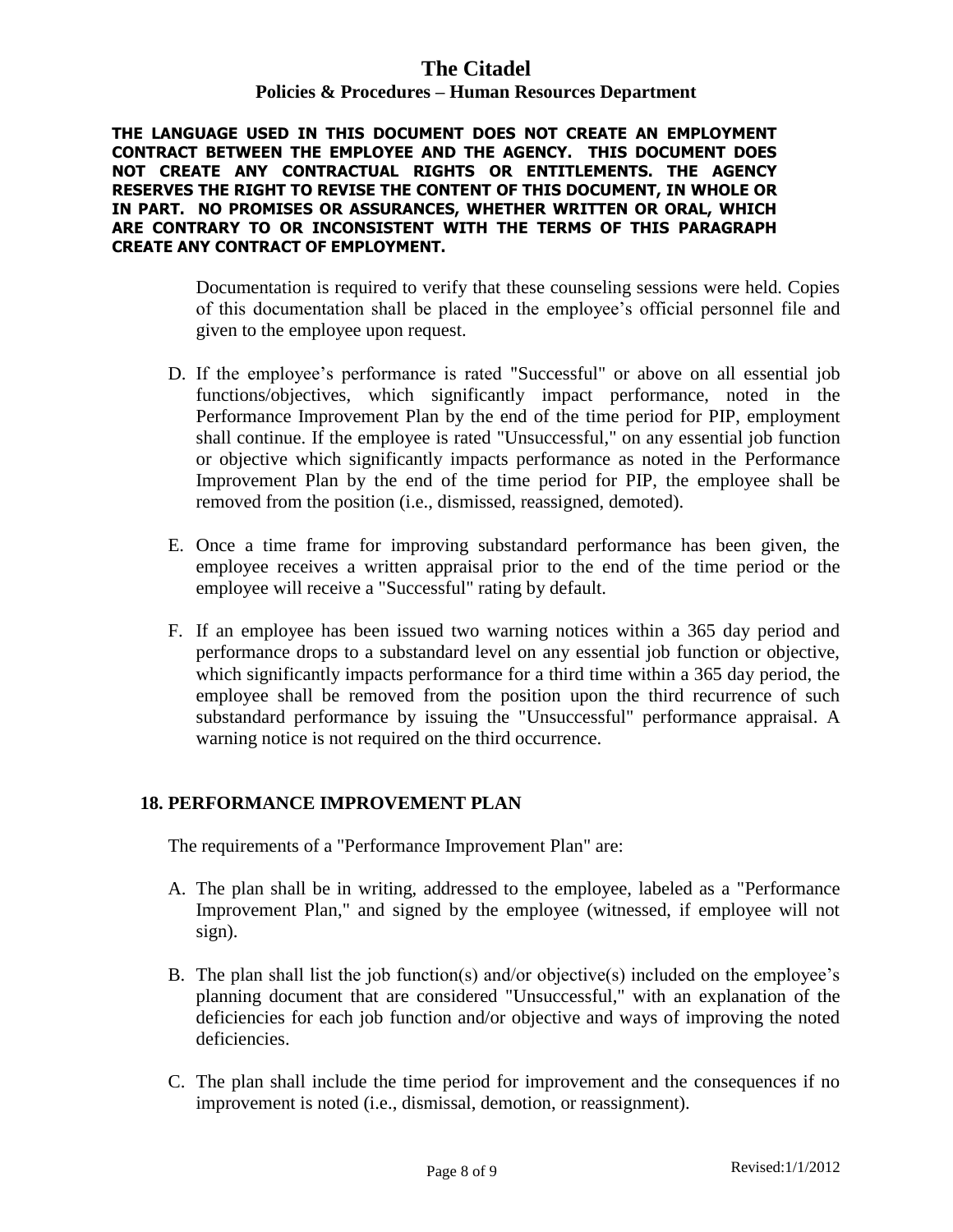**THE LANGUAGE USED IN THIS DOCUMENT DOES NOT CREATE AN EMPLOYMENT CONTRACT BETWEEN THE EMPLOYEE AND THE AGENCY. THIS DOCUMENT DOES NOT CREATE ANY CONTRACTUAL RIGHTS OR ENTITLEMENTS. THE AGENCY RESERVES THE RIGHT TO REVISE THE CONTENT OF THIS DOCUMENT, IN WHOLE OR IN PART. NO PROMISES OR ASSURANCES, WHETHER WRITTEN OR ORAL, WHICH ARE CONTRARY TO OR INCONSISTENT WITH THE TERMS OF THIS PARAGRAPH CREATE ANY CONTRACT OF EMPLOYMENT.**

Documentation is required to verify that these counseling sessions were held. Copies of this documentation shall be placed in the employee's official personnel file and given to the employee upon request.

D. If the employee's performance is rated "Successful" or above on all essential job functions/objectives, which significantly impact performance, noted in the Performance Improvement Plan by the end of the time period for PIP, employment shall continue. If the employee is rated "Unsuccessful," on any essential job function or objective which significantly impacts performance as noted in the Performance Improvement Plan by the end of the time period for PIP, the employee shall be removed from the position (i.e., dismissed, reassigned, demoted).

E. Once a time frame for improving substandard performance has been given, the employee receives a written appraisal prior to the end of the time period or the employee will receive a "Successful" rating by default.

F. If an employee has been issued two warning notices within a 365 day period and performance drops to a substandard level on any essential job function or objective, which significantly impacts performance for a third time within a 365 day period, the employee shall be removed from the position upon the third recurrence of such substandard performance by issuing the "Unsuccessful" performance appraisal. A warning notice is not required on the third occurrence.

## 18. PERFORMANCE IMPROVEMENT PLAN

The requirements of a "Performance Improvement Plan" are:

A. The plan shall be in writing, addressed to the employee, labeled as a "Performance Improvement Plan," and signed by the employee (witnessed, if employee will not sign).

B. The plan shall list the job function(s) and/or objective(s) included on the employee's planning document that are considered "Unsuccessful," with an explanation of the deficiencies for each job function and/or objective and ways of improving the noted deficiencies.

C. The plan shall include the time period for improvement and the consequences if no improvement is noted (i.e., dismissal, demotion, or reassignment).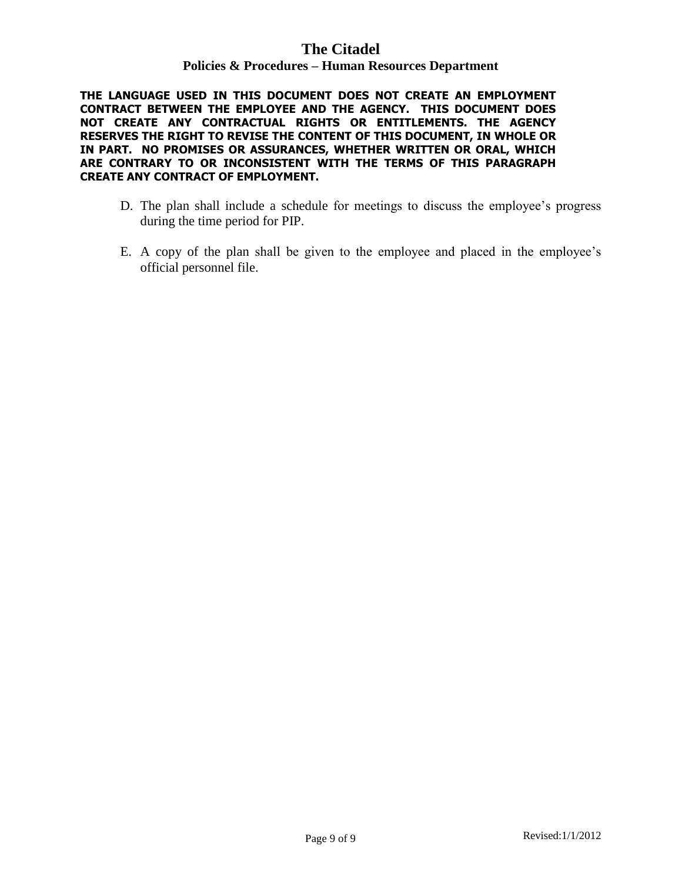D. The plan shall include a schedule for meetings to discuss the employee's progress during the time period for PIP.

E. A copy of the plan shall be given to the employee and placed in the employee's official personnel file.